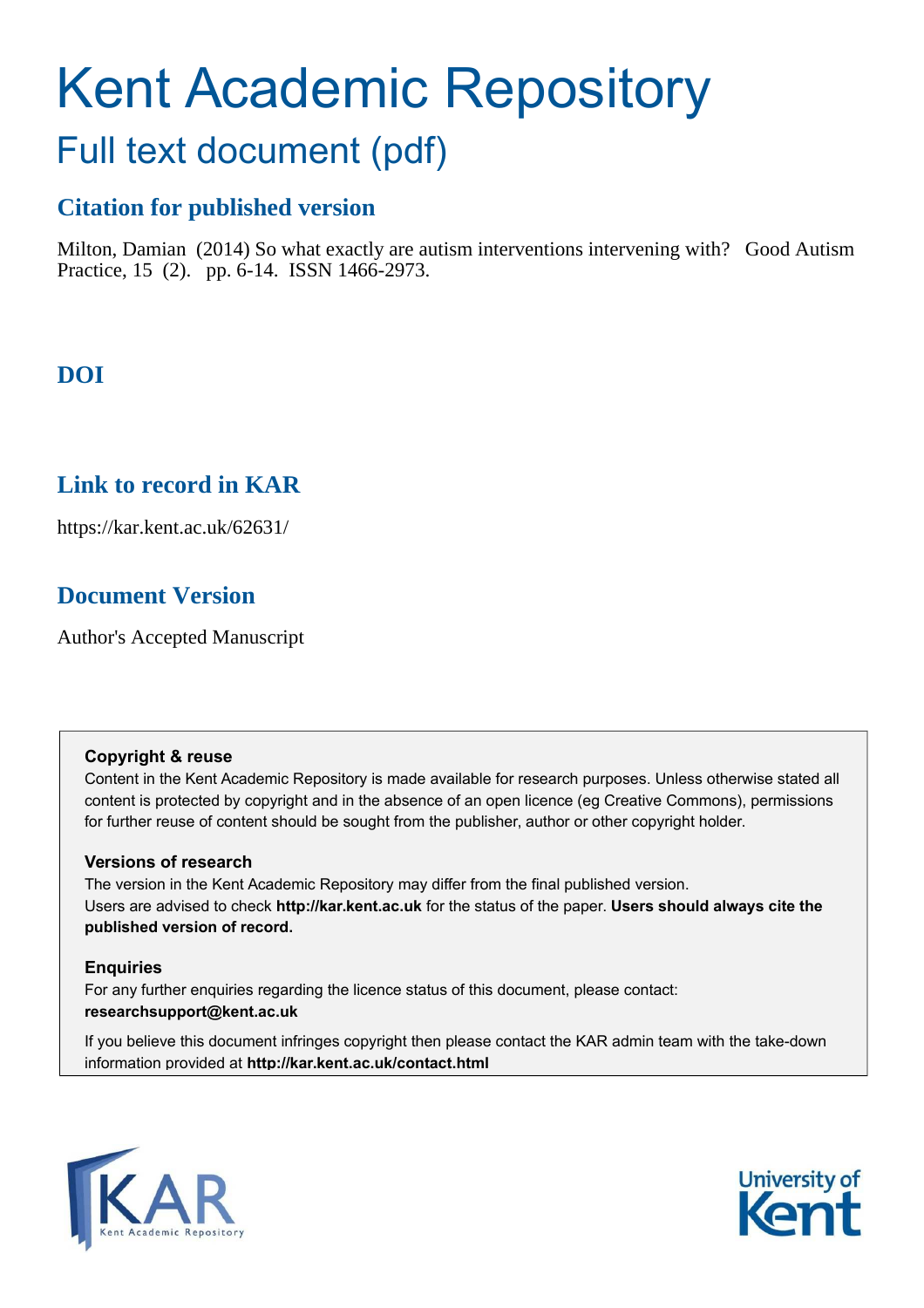# Kent Academic Repository

## Full text document (pdf)

### Citation for published version

Milton, Damian (2014) So what exactly are autism interventions intervening with? Good Autism Practice, 15 (2). pp. 6-14. ISSN 1466-2973.

### DOI

### Link to record in KAR

https://kar.kent.ac.uk/62631/

### Document Version

Author's Accepted Manuscript

**Copyright & reuse**

Content in the Kent Academic Repository is made available for research purposes. Unless otherwise stated all content is protected by copyright and in the absence of an open licence (eg Creative Commons), permissions for further reuse of content should be sought from the publisher, author or other copyright holder.

**Versions of research**

The version in the Kent Academic Repository may differ from the final published version. Users are advised to check **http://kar.kent.ac.uk** for the status of the paper. **Users should always cite the published version of record.**

**Enquiries**

For any further enquiries regarding the licence status of this document, please contact: **researchsupport@kent.ac.uk**

If you believe this document infringes copyright then please contact the KAR admin team with the take-down information provided at **http://kar.kent.ac.uk/contact.html**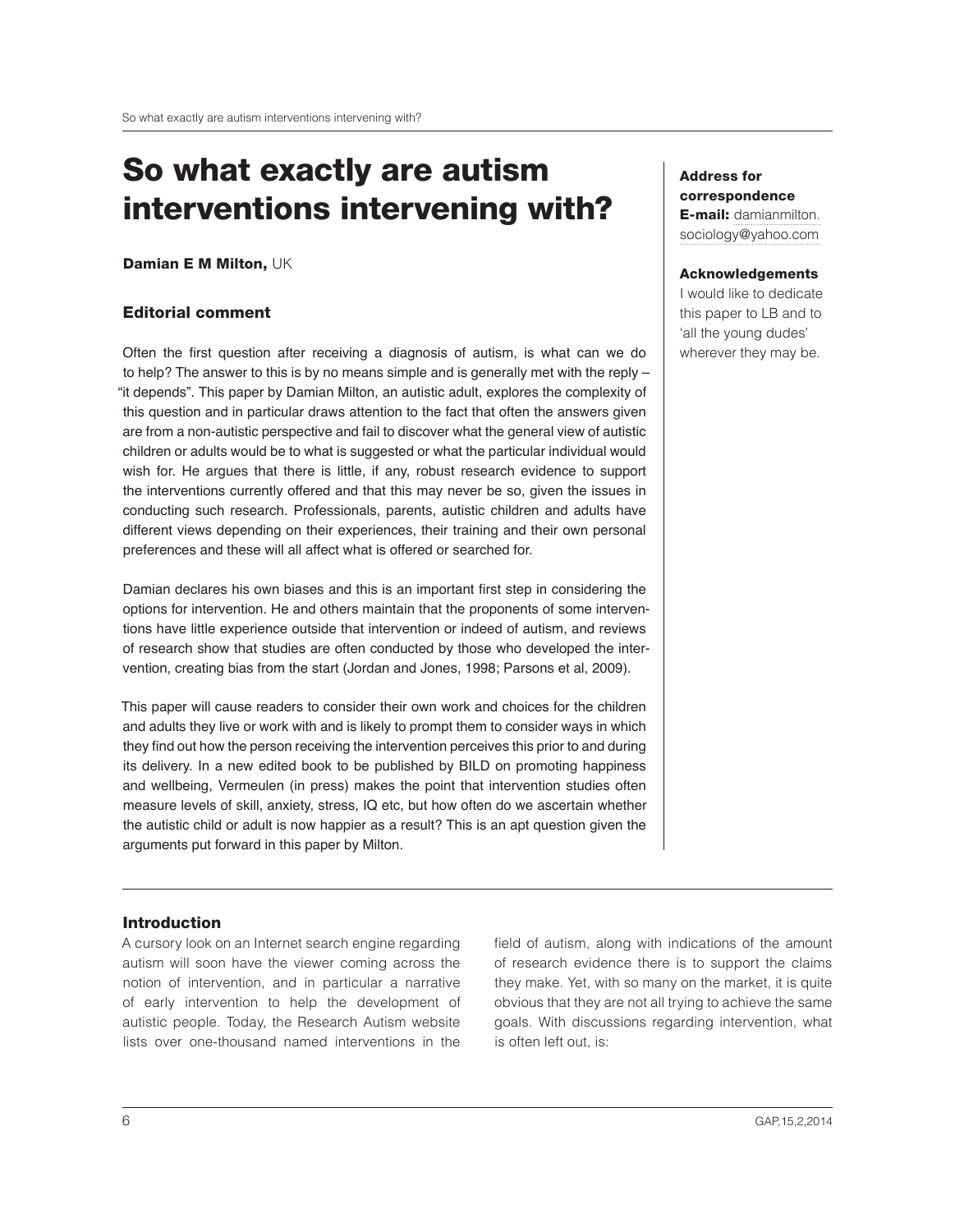# So what exactly are autism interventions intervening with?

**Damian E M Milton,** UK

**Address for correspondence**
**E-mail:** damianmilton.sociology@yahoo.com

**Acknowledgements**
I would like to dedicate this paper to LB and to 'all the young dudes' wherever they may be.

### Editorial comment

Often the first question after receiving a diagnosis of autism, is what can we do to help? The answer to this is by no means simple and is generally met with the reply – "it depends". This paper by Damian Milton, an autistic adult, explores the complexity of this question and in particular draws attention to the fact that often the answers given are from a non-autistic perspective and fail to discover what the general view of autistic children or adults would be to what is suggested or what the particular individual would wish for. He argues that there is little, if any, robust research evidence to support the interventions currently offered and that this may never be so, given the issues in conducting such research. Professionals, parents, autistic children and adults have different views depending on their experiences, their training and their own personal preferences and these will all affect what is offered or searched for.

Damian declares his own biases and this is an important first step in considering the options for intervention. He and others maintain that the proponents of some interventions have little experience outside that intervention or indeed of autism, and reviews of research show that studies are often conducted by those who developed the intervention, creating bias from the start (Jordan and Jones, 1998; Parsons et al, 2009).

This paper will cause readers to consider their own work and choices for the children and adults they live or work with and is likely to prompt them to consider ways in which they find out how the person receiving the intervention perceives this prior to and during its delivery. In a new edited book to be published by BILD on promoting happiness and wellbeing, Vermeulen (in press) makes the point that intervention studies often measure levels of skill, anxiety, stress, IQ etc, but how often do we ascertain whether the autistic child or adult is now happier as a result? This is an apt question given the arguments put forward in this paper by Milton.

### Introduction

A cursory look on an Internet search engine regarding autism will soon have the viewer coming across the notion of intervention, and in particular a narrative of early intervention to help the development of autistic people. Today, the Research Autism website lists over one-thousand named interventions in the field of autism, along with indications of the amount of research evidence there is to support the claims they make. Yet, with so many on the market, it is quite obvious that they are not all trying to achieve the same goals. With discussions regarding intervention, what is often left out, is: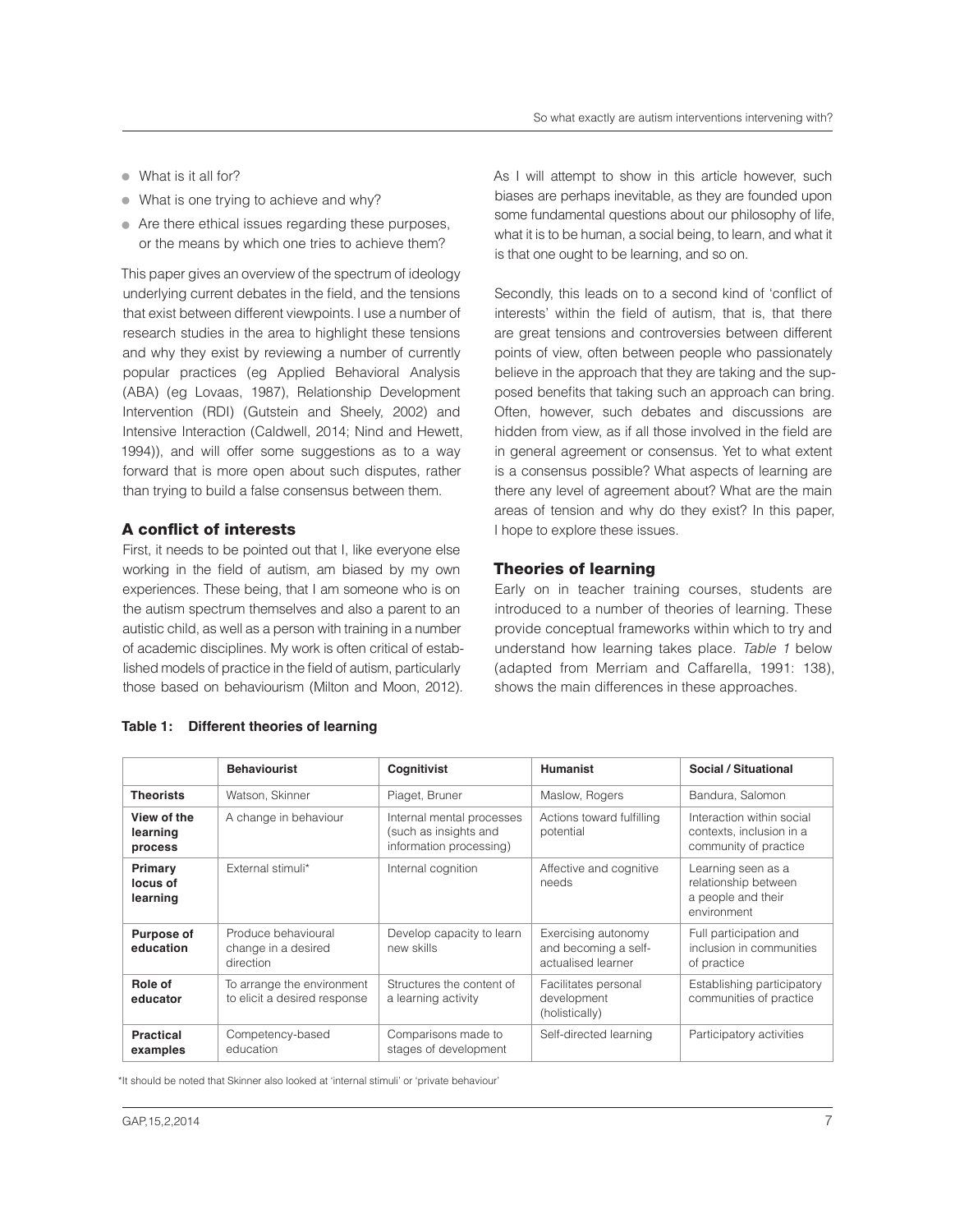- What is it all for?
- What is one trying to achieve and why?
- Are there ethical issues regarding these purposes, or the means by which one tries to achieve them?

This paper gives an overview of the spectrum of ideology underlying current debates in the field, and the tensions that exist between different viewpoints. I use a number of research studies in the area to highlight these tensions and why they exist by reviewing a number of currently popular practices (eg Applied Behavioral Analysis (ABA) (eg Lovaas, 1987), Relationship Development Intervention (RDI) (Gutstein and Sheely, 2002) and Intensive Interaction (Caldwell, 2014; Nind and Hewett, 1994)), and will offer some suggestions as to a way forward that is more open about such disputes, rather than trying to build a false consensus between them.

## A conflict of interests

First, it needs to be pointed out that I, like everyone else working in the field of autism, am biased by my own experiences. These being, that I am someone who is on the autism spectrum themselves and also a parent to an autistic child, as well as a person with training in a number of academic disciplines. My work is often critical of established models of practice in the field of autism, particularly those based on behaviourism (Milton and Moon, 2012). As I will attempt to show in this article however, such biases are perhaps inevitable, as they are founded upon some fundamental questions about our philosophy of life, what it is to be human, a social being, to learn, and what it is that one ought to be learning, and so on.

Secondly, this leads on to a second kind of 'conflict of interests' within the field of autism, that is, that there are great tensions and controversies between different points of view, often between people who passionately believe in the approach that they are taking and the supposed benefits that taking such an approach can bring. Often, however, such debates and discussions are hidden from view, as if all those involved in the field are in general agreement or consensus. Yet to what extent is a consensus possible? What aspects of learning are there any level of agreement about? What are the main areas of tension and why do they exist? In this paper, I hope to explore these issues.

## Theories of learning

Early on in teacher training courses, students are introduced to a number of theories of learning. These provide conceptual frameworks within which to try and understand how learning takes place. *Table 1* below (adapted from Merriam and Caffarella, 1991: 138), shows the main differences in these approaches.

**Table 1: Different theories of learning**

| | Behaviourist | Cognitivist | Humanist | Social / Situational |
|---|---|---|---|---|
| **Theorists** | Watson, Skinner | Piaget, Bruner | Maslow, Rogers | Bandura, Salomon |
| **View of the learning process** | A change in behaviour | Internal mental processes (such as insights and information processing) | Actions toward fulfilling potential | Interaction within social contexts, inclusion in a community of practice |
| **Primary locus of learning** | External stimuli* | Internal cognition | Affective and cognitive needs | Learning seen as a relationship between a people and their environment |
| **Purpose of education** | Produce behavioural change in a desired direction | Develop capacity to learn new skills | Exercising autonomy and becoming a self-actualised learner | Full participation and inclusion in communities of practice |
| **Role of educator** | To arrange the environment to elicit a desired response | Structures the content of a learning activity | Facilitates personal development (holistically) | Establishing participatory communities of practice |
| **Practical examples** | Competency-based education | Comparisons made to stages of development | Self-directed learning | Participatory activities |

*It should be noted that Skinner also looked at 'internal stimuli' or 'private behaviour'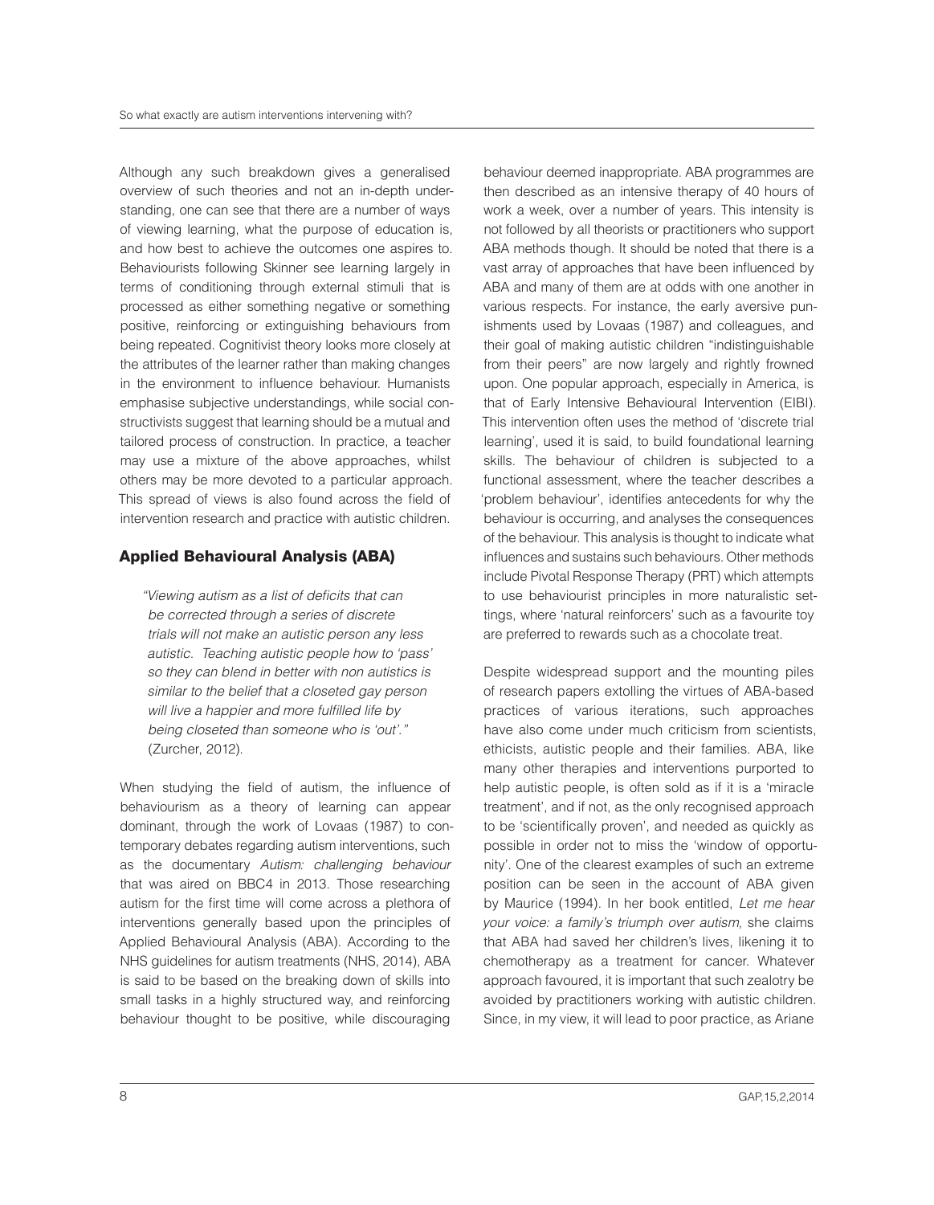Although any such breakdown gives a generalised overview of such theories and not an in-depth understanding, one can see that there are a number of ways of viewing learning, what the purpose of education is, and how best to achieve the outcomes one aspires to. Behaviourists following Skinner see learning largely in terms of conditioning through external stimuli that is processed as either something negative or something positive, reinforcing or extinguishing behaviours from being repeated. Cognitivist theory looks more closely at the attributes of the learner rather than making changes in the environment to influence behaviour. Humanists emphasise subjective understandings, while social constructivists suggest that learning should be a mutual and tailored process of construction. In practice, a teacher may use a mixture of the above approaches, whilst others may be more devoted to a particular approach. This spread of views is also found across the field of intervention research and practice with autistic children.

## Applied Behavioural Analysis (ABA)

> *"Viewing autism as a list of deficits that can be corrected through a series of discrete trials will not make an autistic person any less autistic. Teaching autistic people how to 'pass' so they can blend in better with non autistics is similar to the belief that a closeted gay person will live a happier and more fulfilled life by being closeted than someone who is 'out'."* (Zurcher, 2012).

When studying the field of autism, the influence of behaviourism as a theory of learning can appear dominant, through the work of Lovaas (1987) to contemporary debates regarding autism interventions, such as the documentary *Autism: challenging behaviour* that was aired on BBC4 in 2013. Those researching autism for the first time will come across a plethora of interventions generally based upon the principles of Applied Behavioural Analysis (ABA). According to the NHS guidelines for autism treatments (NHS, 2014), ABA is said to be based on the breaking down of skills into small tasks in a highly structured way, and reinforcing behaviour thought to be positive, while discouraging behaviour deemed inappropriate. ABA programmes are then described as an intensive therapy of 40 hours of work a week, over a number of years. This intensity is not followed by all theorists or practitioners who support ABA methods though. It should be noted that there is a vast array of approaches that have been influenced by ABA and many of them are at odds with one another in various respects. For instance, the early aversive punishments used by Lovaas (1987) and colleagues, and their goal of making autistic children "indistinguishable from their peers" are now largely and rightly frowned upon. One popular approach, especially in America, is that of Early Intensive Behavioural Intervention (EIBI). This intervention often uses the method of 'discrete trial learning', used it is said, to build foundational learning skills. The behaviour of children is subjected to a functional assessment, where the teacher describes a 'problem behaviour', identifies antecedents for why the behaviour is occurring, and analyses the consequences of the behaviour. This analysis is thought to indicate what influences and sustains such behaviours. Other methods include Pivotal Response Therapy (PRT) which attempts to use behaviourist principles in more naturalistic settings, where 'natural reinforcers' such as a favourite toy are preferred to rewards such as a chocolate treat.

Despite widespread support and the mounting piles of research papers extolling the virtues of ABA-based practices of various iterations, such approaches have also come under much criticism from scientists, ethicists, autistic people and their families. ABA, like many other therapies and interventions purported to help autistic people, is often sold as if it is a 'miracle treatment', and if not, as the only recognised approach to be 'scientifically proven', and needed as quickly as possible in order not to miss the 'window of opportunity'. One of the clearest examples of such an extreme position can be seen in the account of ABA given by Maurice (1994). In her book entitled, *Let me hear your voice: a family's triumph over autism*, she claims that ABA had saved her children's lives, likening it to chemotherapy as a treatment for cancer. Whatever approach favoured, it is important that such zealotry be avoided by practitioners working with autistic children. Since, in my view, it will lead to poor practice, as Ariane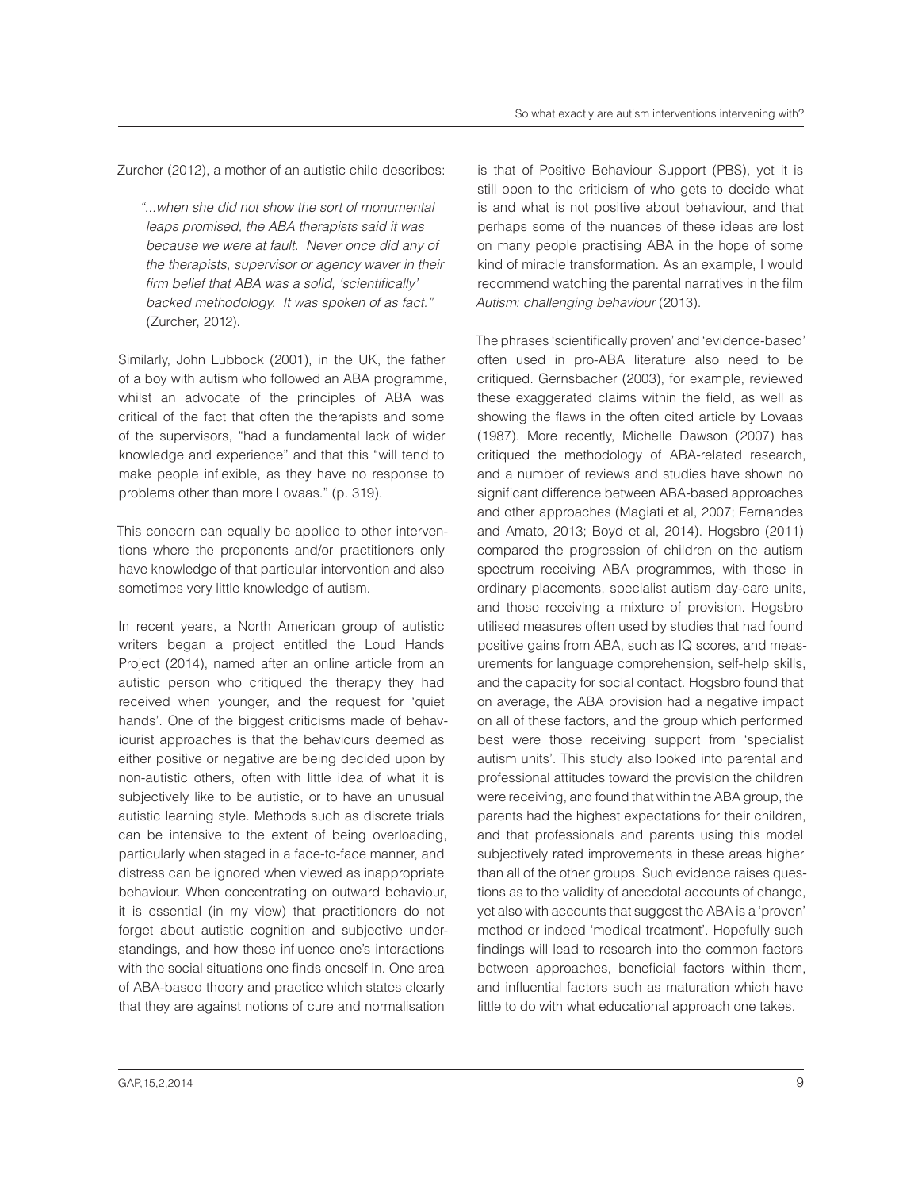Zurcher (2012), a mother of an autistic child describes:

> *"...when she did not show the sort of monumental leaps promised, the ABA therapists said it was because we were at fault. Never once did any of the therapists, supervisor or agency waver in their firm belief that ABA was a solid, 'scientifically' backed methodology. It was spoken of as fact."* (Zurcher, 2012).

Similarly, John Lubbock (2001), in the UK, the father of a boy with autism who followed an ABA programme, whilst an advocate of the principles of ABA was critical of the fact that often the therapists and some of the supervisors, "had a fundamental lack of wider knowledge and experience" and that this "will tend to make people inflexible, as they have no response to problems other than more Lovaas." (p. 319).

This concern can equally be applied to other interventions where the proponents and/or practitioners only have knowledge of that particular intervention and also sometimes very little knowledge of autism.

In recent years, a North American group of autistic writers began a project entitled the Loud Hands Project (2014), named after an online article from an autistic person who critiqued the therapy they had received when younger, and the request for 'quiet hands'. One of the biggest criticisms made of behaviourist approaches is that the behaviours deemed as either positive or negative are being decided upon by non-autistic others, often with little idea of what it is subjectively like to be autistic, or to have an unusual autistic learning style. Methods such as discrete trials can be intensive to the extent of being overloading, particularly when staged in a face-to-face manner, and distress can be ignored when viewed as inappropriate behaviour. When concentrating on outward behaviour, it is essential (in my view) that practitioners do not forget about autistic cognition and subjective understandings, and how these influence one's interactions with the social situations one finds oneself in. One area of ABA-based theory and practice which states clearly that they are against notions of cure and normalisation is that of Positive Behaviour Support (PBS), yet it is still open to the criticism of who gets to decide what is and what is not positive about behaviour, and that perhaps some of the nuances of these ideas are lost on many people practising ABA in the hope of some kind of miracle transformation. As an example, I would recommend watching the parental narratives in the film *Autism: challenging behaviour* (2013).

The phrases 'scientifically proven' and 'evidence-based' often used in pro-ABA literature also need to be critiqued. Gernsbacher (2003), for example, reviewed these exaggerated claims within the field, as well as showing the flaws in the often cited article by Lovaas (1987). More recently, Michelle Dawson (2007) has critiqued the methodology of ABA-related research, and a number of reviews and studies have shown no significant difference between ABA-based approaches and other approaches (Magiati et al, 2007; Fernandes and Amato, 2013; Boyd et al, 2014). Hogsbro (2011) compared the progression of children on the autism spectrum receiving ABA programmes, with those in ordinary placements, specialist autism day-care units, and those receiving a mixture of provision. Hogsbro utilised measures often used by studies that had found positive gains from ABA, such as IQ scores, and measurements for language comprehension, self-help skills, and the capacity for social contact. Hogsbro found that on average, the ABA provision had a negative impact on all of these factors, and the group which performed best were those receiving support from 'specialist autism units'. This study also looked into parental and professional attitudes toward the provision the children were receiving, and found that within the ABA group, the parents had the highest expectations for their children, and that professionals and parents using this model subjectively rated improvements in these areas higher than all of the other groups. Such evidence raises questions as to the validity of anecdotal accounts of change, yet also with accounts that suggest the ABA is a 'proven' method or indeed 'medical treatment'. Hopefully such findings will lead to research into the common factors between approaches, beneficial factors within them, and influential factors such as maturation which have little to do with what educational approach one takes.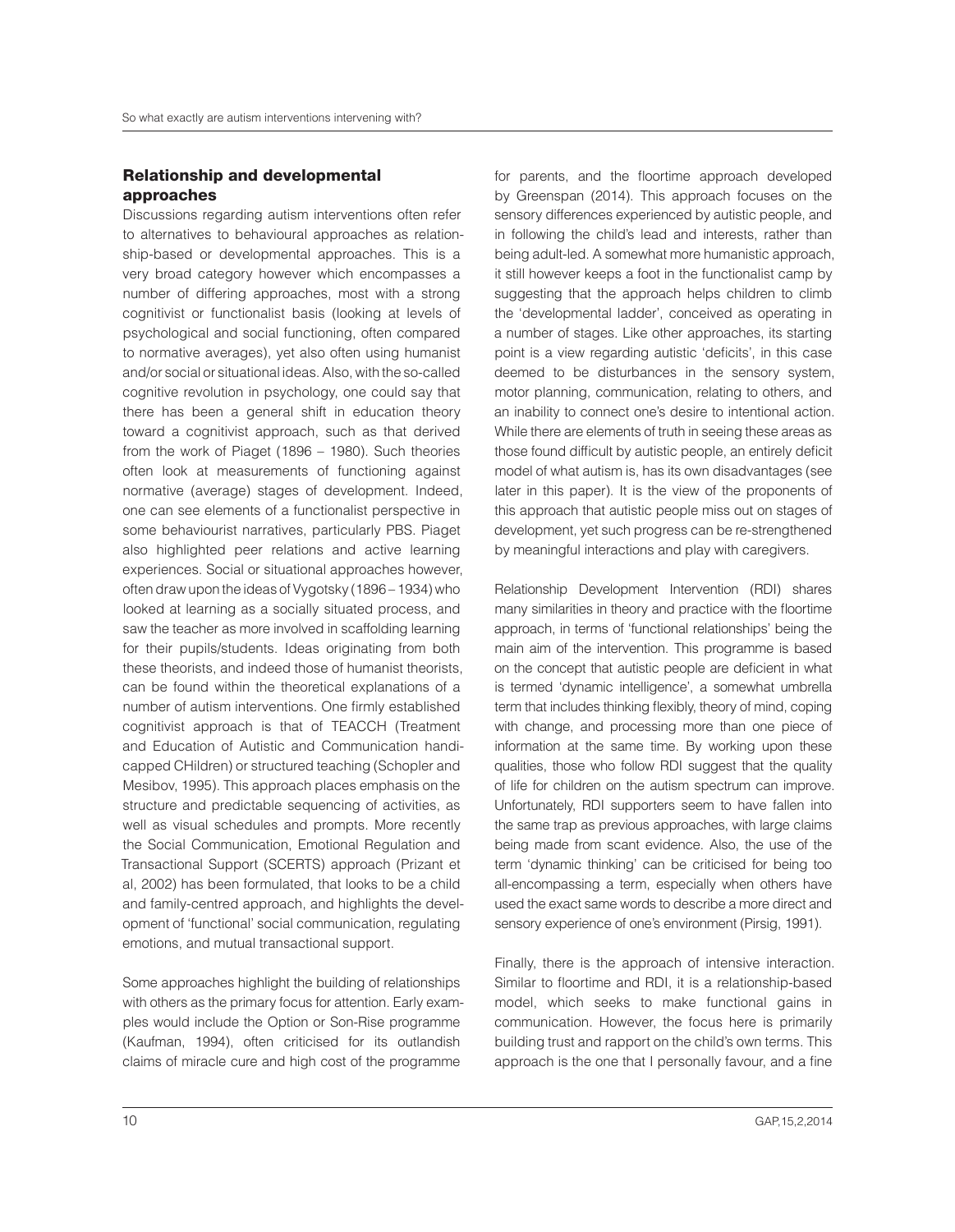## Relationship and developmental approaches

Discussions regarding autism interventions often refer to alternatives to behavioural approaches as relationship-based or developmental approaches. This is a very broad category however which encompasses a number of differing approaches, most with a strong cognitivist or functionalist basis (looking at levels of psychological and social functioning, often compared to normative averages), yet also often using humanist and/or social or situational ideas. Also, with the so-called cognitive revolution in psychology, one could say that there has been a general shift in education theory toward a cognitivist approach, such as that derived from the work of Piaget (1896 – 1980). Such theories often look at measurements of functioning against normative (average) stages of development. Indeed, one can see elements of a functionalist perspective in some behaviourist narratives, particularly PBS. Piaget also highlighted peer relations and active learning experiences. Social or situational approaches however, often draw upon the ideas of Vygotsky (1896 – 1934) who looked at learning as a socially situated process, and saw the teacher as more involved in scaffolding learning for their pupils/students. Ideas originating from both these theorists, and indeed those of humanist theorists, can be found within the theoretical explanations of a number of autism interventions. One firmly established cognitivist approach is that of TEACCH (Treatment and Education of Autistic and Communication handicapped CHildren) or structured teaching (Schopler and Mesibov, 1995). This approach places emphasis on the structure and predictable sequencing of activities, as well as visual schedules and prompts. More recently the Social Communication, Emotional Regulation and Transactional Support (SCERTS) approach (Prizant et al, 2002) has been formulated, that looks to be a child and family-centred approach, and highlights the development of 'functional' social communication, regulating emotions, and mutual transactional support.

Some approaches highlight the building of relationships with others as the primary focus for attention. Early examples would include the Option or Son-Rise programme (Kaufman, 1994), often criticised for its outlandish claims of miracle cure and high cost of the programme for parents, and the floortime approach developed by Greenspan (2014). This approach focuses on the sensory differences experienced by autistic people, and in following the child's lead and interests, rather than being adult-led. A somewhat more humanistic approach, it still however keeps a foot in the functionalist camp by suggesting that the approach helps children to climb the 'developmental ladder', conceived as operating in a number of stages. Like other approaches, its starting point is a view regarding autistic 'deficits', in this case deemed to be disturbances in the sensory system, motor planning, communication, relating to others, and an inability to connect one's desire to intentional action. While there are elements of truth in seeing these areas as those found difficult by autistic people, an entirely deficit model of what autism is, has its own disadvantages (see later in this paper). It is the view of the proponents of this approach that autistic people miss out on stages of development, yet such progress can be re-strengthened by meaningful interactions and play with caregivers.

Relationship Development Intervention (RDI) shares many similarities in theory and practice with the floortime approach, in terms of 'functional relationships' being the main aim of the intervention. This programme is based on the concept that autistic people are deficient in what is termed 'dynamic intelligence', a somewhat umbrella term that includes thinking flexibly, theory of mind, coping with change, and processing more than one piece of information at the same time. By working upon these qualities, those who follow RDI suggest that the quality of life for children on the autism spectrum can improve. Unfortunately, RDI supporters seem to have fallen into the same trap as previous approaches, with large claims being made from scant evidence. Also, the use of the term 'dynamic thinking' can be criticised for being too all-encompassing a term, especially when others have used the exact same words to describe a more direct and sensory experience of one's environment (Pirsig, 1991).

Finally, there is the approach of intensive interaction. Similar to floortime and RDI, it is a relationship-based model, which seeks to make functional gains in communication. However, the focus here is primarily building trust and rapport on the child's own terms. This approach is the one that I personally favour, and a fine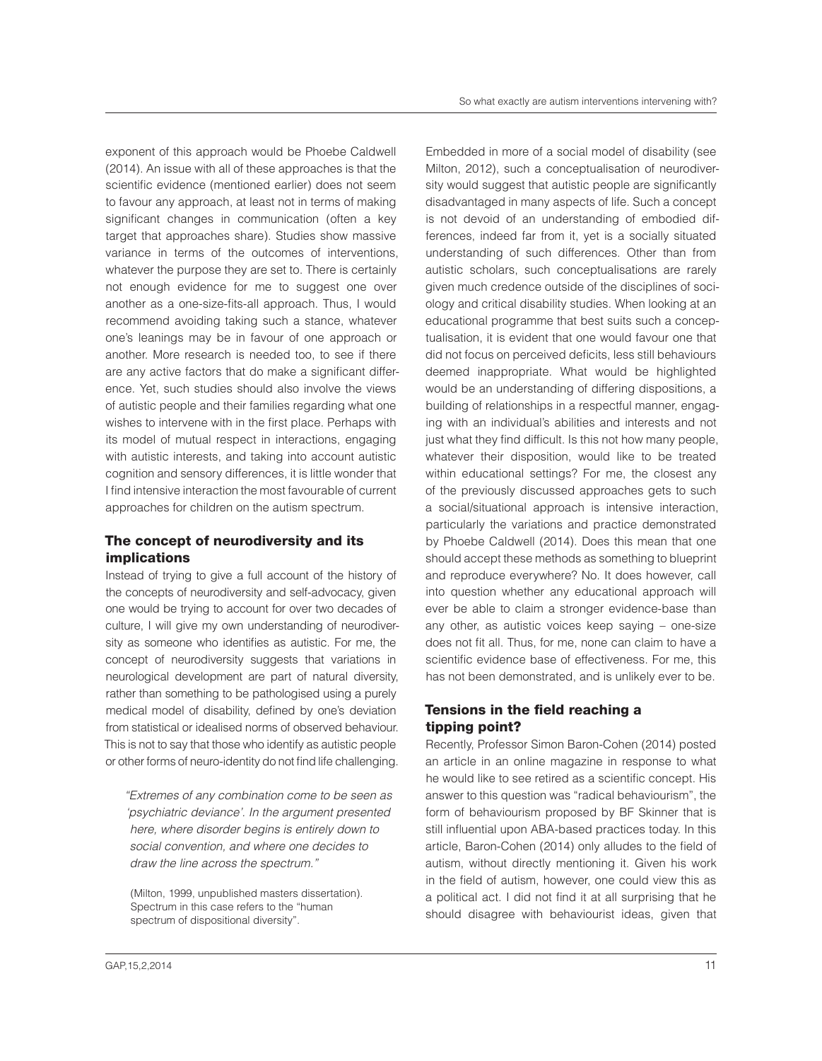exponent of this approach would be Phoebe Caldwell (2014). An issue with all of these approaches is that the scientific evidence (mentioned earlier) does not seem to favour any approach, at least not in terms of making significant changes in communication (often a key target that approaches share). Studies show massive variance in terms of the outcomes of interventions, whatever the purpose they are set to. There is certainly not enough evidence for me to suggest one over another as a one-size-fits-all approach. Thus, I would recommend avoiding taking such a stance, whatever one's leanings may be in favour of one approach or another. More research is needed too, to see if there are any active factors that do make a significant difference. Yet, such studies should also involve the views of autistic people and their families regarding what one wishes to intervene with in the first place. Perhaps with its model of mutual respect in interactions, engaging with autistic interests, and taking into account autistic cognition and sensory differences, it is little wonder that I find intensive interaction the most favourable of current approaches for children on the autism spectrum.

## The concept of neurodiversity and its implications

Instead of trying to give a full account of the history of the concepts of neurodiversity and self-advocacy, given one would be trying to account for over two decades of culture, I will give my own understanding of neurodiversity as someone who identifies as autistic. For me, the concept of neurodiversity suggests that variations in neurological development are part of natural diversity, rather than something to be pathologised using a purely medical model of disability, defined by one's deviation from statistical or idealised norms of observed behaviour. This is not to say that those who identify as autistic people or other forms of neuro-identity do not find life challenging.

> *"Extremes of any combination come to be seen as 'psychiatric deviance'. In the argument presented here, where disorder begins is entirely down to social convention, and where one decides to draw the line across the spectrum."*
>
> (Milton, 1999, unpublished masters dissertation). Spectrum in this case refers to the "human spectrum of dispositional diversity".

Embedded in more of a social model of disability (see Milton, 2012), such a conceptualisation of neurodiversity would suggest that autistic people are significantly disadvantaged in many aspects of life. Such a concept is not devoid of an understanding of embodied differences, indeed far from it, yet is a socially situated understanding of such differences. Other than from autistic scholars, such conceptualisations are rarely given much credence outside of the disciplines of sociology and critical disability studies. When looking at an educational programme that best suits such a conceptualisation, it is evident that one would favour one that did not focus on perceived deficits, less still behaviours deemed inappropriate. What would be highlighted would be an understanding of differing dispositions, a building of relationships in a respectful manner, engaging with an individual's abilities and interests and not just what they find difficult. Is this not how many people, whatever their disposition, would like to be treated within educational settings? For me, the closest any of the previously discussed approaches gets to such a social/situational approach is intensive interaction, particularly the variations and practice demonstrated by Phoebe Caldwell (2014). Does this mean that one should accept these methods as something to blueprint and reproduce everywhere? No. It does however, call into question whether any educational approach will ever be able to claim a stronger evidence-base than any other, as autistic voices keep saying – one-size does not fit all. Thus, for me, none can claim to have a scientific evidence base of effectiveness. For me, this has not been demonstrated, and is unlikely ever to be.

## Tensions in the field reaching a tipping point?

Recently, Professor Simon Baron-Cohen (2014) posted an article in an online magazine in response to what he would like to see retired as a scientific concept. His answer to this question was "radical behaviourism", the form of behaviourism proposed by BF Skinner that is still influential upon ABA-based practices today. In this article, Baron-Cohen (2014) only alludes to the field of autism, without directly mentioning it. Given his work in the field of autism, however, one could view this as a political act. I did not find it at all surprising that he should disagree with behaviourist ideas, given that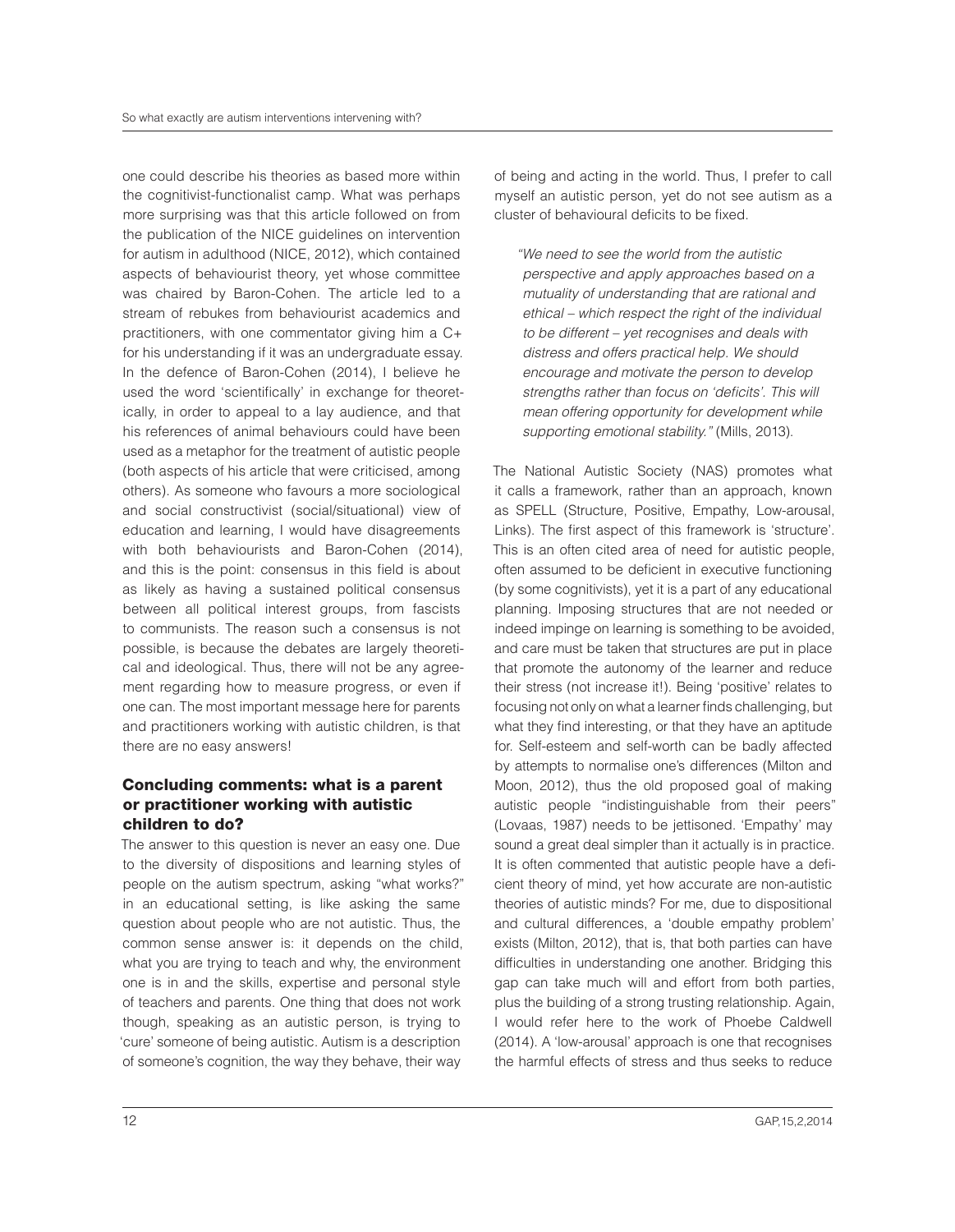one could describe his theories as based more within the cognitivist-functionalist camp. What was perhaps more surprising was that this article followed on from the publication of the NICE guidelines on intervention for autism in adulthood (NICE, 2012), which contained aspects of behaviourist theory, yet whose committee was chaired by Baron-Cohen. The article led to a stream of rebukes from behaviourist academics and practitioners, with one commentator giving him a C+ for his understanding if it was an undergraduate essay. In the defence of Baron-Cohen (2014), I believe he used the word 'scientifically' in exchange for theoretically, in order to appeal to a lay audience, and that his references of animal behaviours could have been used as a metaphor for the treatment of autistic people (both aspects of his article that were criticised, among others). As someone who favours a more sociological and social constructivist (social/situational) view of education and learning, I would have disagreements with both behaviourists and Baron-Cohen (2014), and this is the point: consensus in this field is about as likely as having a sustained political consensus between all political interest groups, from fascists to communists. The reason such a consensus is not possible, is because the debates are largely theoretical and ideological. Thus, there will not be any agreement regarding how to measure progress, or even if one can. The most important message here for parents and practitioners working with autistic children, is that there are no easy answers!

## Concluding comments: what is a parent or practitioner working with autistic children to do?

The answer to this question is never an easy one. Due to the diversity of dispositions and learning styles of people on the autism spectrum, asking "what works?" in an educational setting, is like asking the same question about people who are not autistic. Thus, the common sense answer is: it depends on the child, what you are trying to teach and why, the environment one is in and the skills, expertise and personal style of teachers and parents. One thing that does not work though, speaking as an autistic person, is trying to 'cure' someone of being autistic. Autism is a description of someone's cognition, the way they behave, their way of being and acting in the world. Thus, I prefer to call myself an autistic person, yet do not see autism as a cluster of behavioural deficits to be fixed.

> *"We need to see the world from the autistic perspective and apply approaches based on a mutuality of understanding that are rational and ethical – which respect the right of the individual to be different – yet recognises and deals with distress and offers practical help. We should encourage and motivate the person to develop strengths rather than focus on 'deficits'. This will mean offering opportunity for development while supporting emotional stability."* (Mills, 2013).

The National Autistic Society (NAS) promotes what it calls a framework, rather than an approach, known as SPELL (Structure, Positive, Empathy, Low-arousal, Links). The first aspect of this framework is 'structure'. This is an often cited area of need for autistic people, often assumed to be deficient in executive functioning (by some cognitivists), yet it is a part of any educational planning. Imposing structures that are not needed or indeed impinge on learning is something to be avoided, and care must be taken that structures are put in place that promote the autonomy of the learner and reduce their stress (not increase it!). Being 'positive' relates to focusing not only on what a learner finds challenging, but what they find interesting, or that they have an aptitude for. Self-esteem and self-worth can be badly affected by attempts to normalise one's differences (Milton and Moon, 2012), thus the old proposed goal of making autistic people "indistinguishable from their peers" (Lovaas, 1987) needs to be jettisoned. 'Empathy' may sound a great deal simpler than it actually is in practice. It is often commented that autistic people have a deficient theory of mind, yet how accurate are non-autistic theories of autistic minds? For me, due to dispositional and cultural differences, a 'double empathy problem' exists (Milton, 2012), that is, that both parties can have difficulties in understanding one another. Bridging this gap can take much will and effort from both parties, plus the building of a strong trusting relationship. Again, I would refer here to the work of Phoebe Caldwell (2014). A 'low-arousal' approach is one that recognises the harmful effects of stress and thus seeks to reduce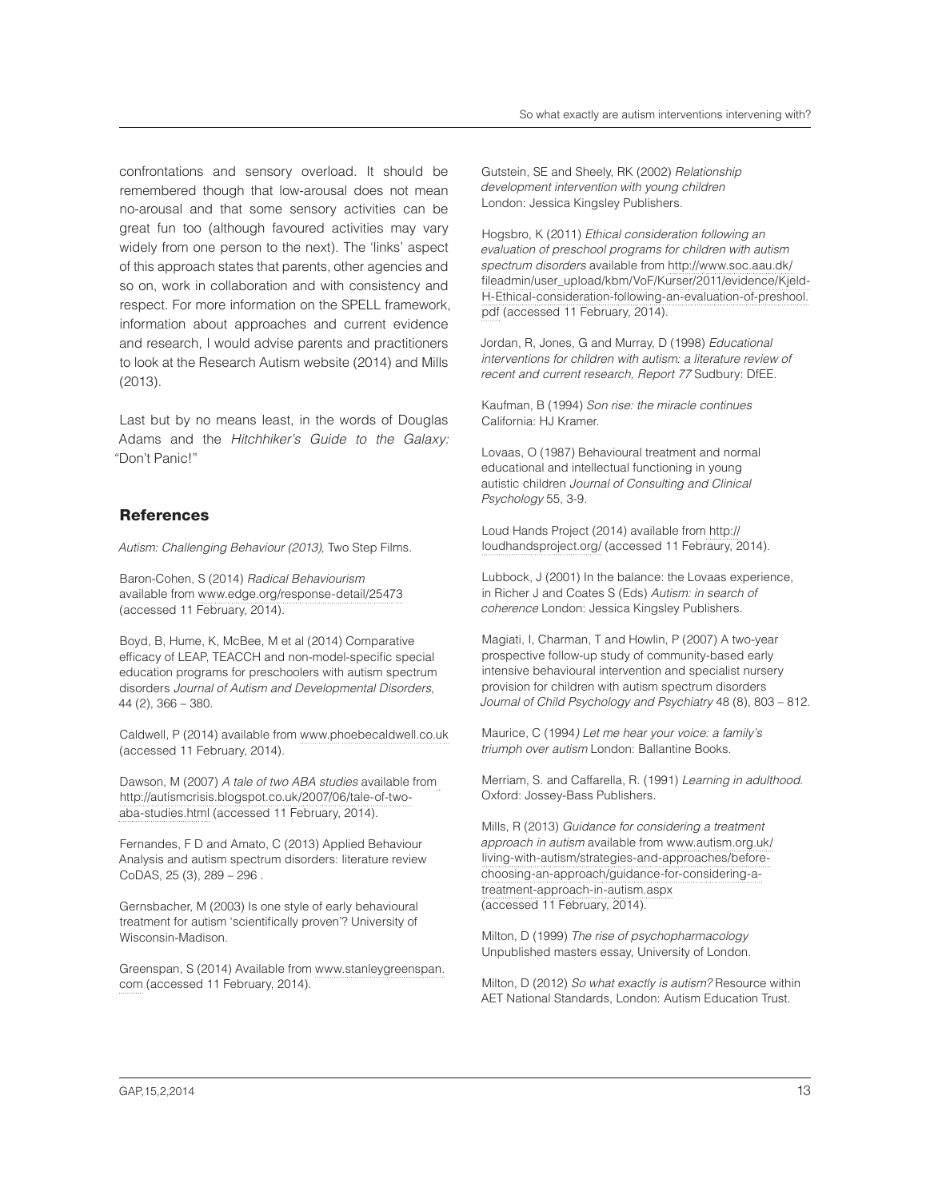confrontations and sensory overload. It should be remembered though that low-arousal does not mean no-arousal and that some sensory activities can be great fun too (although favoured activities may vary widely from one person to the next). The 'links' aspect of this approach states that parents, other agencies and so on, work in collaboration and with consistency and respect. For more information on the SPELL framework, information about approaches and current evidence and research, I would advise parents and practitioners to look at the Research Autism website (2014) and Mills (2013).

Last but by no means least, in the words of Douglas Adams and the *Hitchhiker's Guide to the Galaxy:* "Don't Panic!"

## References

*Autism: Challenging Behaviour (2013),* Two Step Films.

Baron-Cohen, S (2014) *Radical Behaviourism* available from www.edge.org/response-detail/25473 (accessed 11 February, 2014).

Boyd, B, Hume, K, McBee, M et al (2014) Comparative efficacy of LEAP, TEACCH and non-model-specific special education programs for preschoolers with autism spectrum disorders *Journal of Autism and Developmental Disorders*, 44 (2), 366 – 380.

Caldwell, P (2014) available from www.phoebecaldwell.co.uk (accessed 11 February, 2014).

Dawson, M (2007) *A tale of two ABA studies* available from http://autismcrisis.blogspot.co.uk/2007/06/tale-of-two-aba-studies.html (accessed 11 February, 2014).

Fernandes, F D and Amato, C (2013) Applied Behaviour Analysis and autism spectrum disorders: literature review CoDAS, 25 (3), 289 – 296 .

Gernsbacher, M (2003) Is one style of early behavioural treatment for autism 'scientifically proven'? University of Wisconsin-Madison.

Greenspan, S (2014) Available from www.stanleygreenspan.com (accessed 11 February, 2014).

Gutstein, SE and Sheely, RK (2002) *Relationship development intervention with young children* London: Jessica Kingsley Publishers.

Hogsbro, K (2011) *Ethical consideration following an evaluation of preschool programs for children with autism spectrum disorders* available from http://www.soc.aau.dk/fileadmin/user_upload/kbm/VoF/Kurser/2011/evidence/Kjeld-H-Ethical-consideration-following-an-evaluation-of-preshool.pdf (accessed 11 February, 2014).

Jordan, R, Jones, G and Murray, D (1998) *Educational interventions for children with autism: a literature review of recent and current research, Report 77* Sudbury: DfEE.

Kaufman, B (1994) *Son rise: the miracle continues* California: HJ Kramer.

Lovaas, O (1987) Behavioural treatment and normal educational and intellectual functioning in young autistic children *Journal of Consulting and Clinical Psychology* 55, 3-9.

Loud Hands Project (2014) available from http://loudhandsproject.org/ (accessed 11 Febraury, 2014).

Lubbock, J (2001) In the balance: the Lovaas experience, in Richer J and Coates S (Eds) *Autism: in search of coherence* London: Jessica Kingsley Publishers.

Magiati, I, Charman, T and Howlin, P (2007) A two-year prospective follow-up study of community-based early intensive behavioural intervention and specialist nursery provision for children with autism spectrum disorders *Journal of Child Psychology and Psychiatry* 48 (8), 803 – 812.

Maurice, C (1994*) Let me hear your voice: a family's triumph over autism* London: Ballantine Books.

Merriam, S. and Caffarella, R. (1991) *Learning in adulthood.* Oxford: Jossey-Bass Publishers.

Mills, R (2013) *Guidance for considering a treatment approach in autism* available from www.autism.org.uk/living-with-autism/strategies-and-approaches/before-choosing-an-approach/guidance-for-considering-a-treatment-approach-in-autism.aspx (accessed 11 February, 2014).

Milton, D (1999) *The rise of psychopharmacology* Unpublished masters essay, University of London.

Milton, D (2012) *So what exactly is autism?* Resource within AET National Standards, London: Autism Education Trust.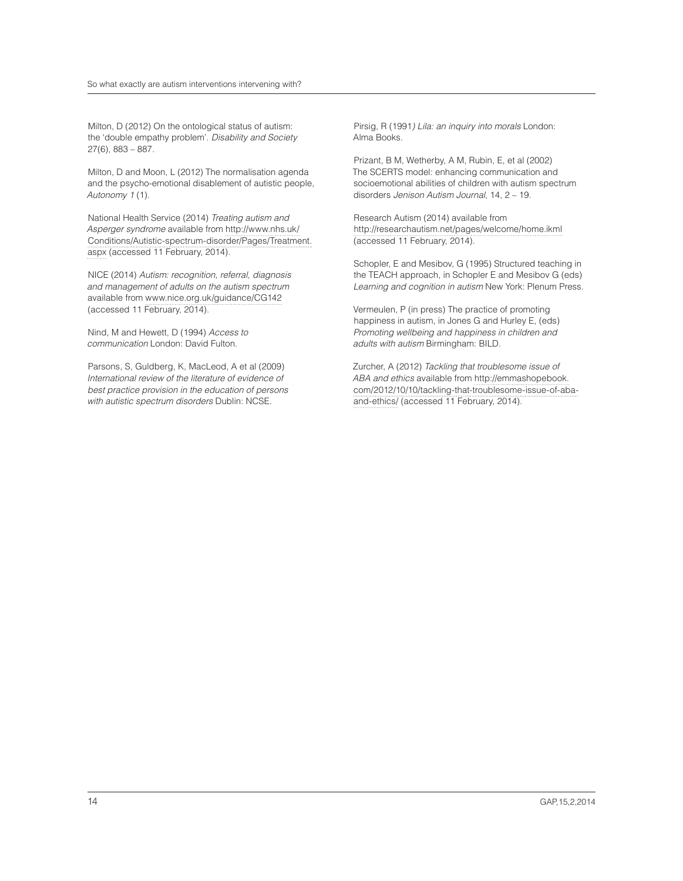Milton, D (2012) On the ontological status of autism: the 'double empathy problem'. *Disability and Society* 27(6), 883 – 887.

Milton, D and Moon, L (2012) The normalisation agenda and the psycho-emotional disablement of autistic people, *Autonomy 1* (1).

National Health Service (2014) *Treating autism and Asperger syndrome* available from http://www.nhs.uk/Conditions/Autistic-spectrum-disorder/Pages/Treatment.aspx (accessed 11 February, 2014).

NICE (2014) *Autism: recognition, referral, diagnosis and management of adults on the autism spectrum* available from www.nice.org.uk/guidance/CG142 (accessed 11 February, 2014).

Nind, M and Hewett, D (1994) *Access to communication* London: David Fulton.

Parsons, S, Guldberg, K, MacLeod, A et al (2009) *International review of the literature of evidence of best practice provision in the education of persons with autistic spectrum disorders* Dublin: NCSE.

Pirsig, R (1991*) Lila: an inquiry into morals* London: Alma Books.

Prizant, B M, Wetherby, A M, Rubin, E, et al (2002) The SCERTS model: enhancing communication and socioemotional abilities of children with autism spectrum disorders *Jenison Autism Journal*, 14, 2 – 19.

Research Autism (2014) available from http://researchautism.net/pages/welcome/home.ikml (accessed 11 February, 2014).

Schopler, E and Mesibov, G (1995) Structured teaching in the TEACH approach, in Schopler E and Mesibov G (eds) *Learning and cognition in autism* New York: Plenum Press.

Vermeulen, P (in press) The practice of promoting happiness in autism, in Jones G and Hurley E, (eds) *Promoting wellbeing and happiness in children and adults with autism* Birmingham: BILD.

Zurcher, A (2012) *Tackling that troublesome issue of ABA and ethics* available from http://emmashopebook.com/2012/10/10/tackling-that-troublesome-issue-of-aba-and-ethics/ (accessed 11 February, 2014).